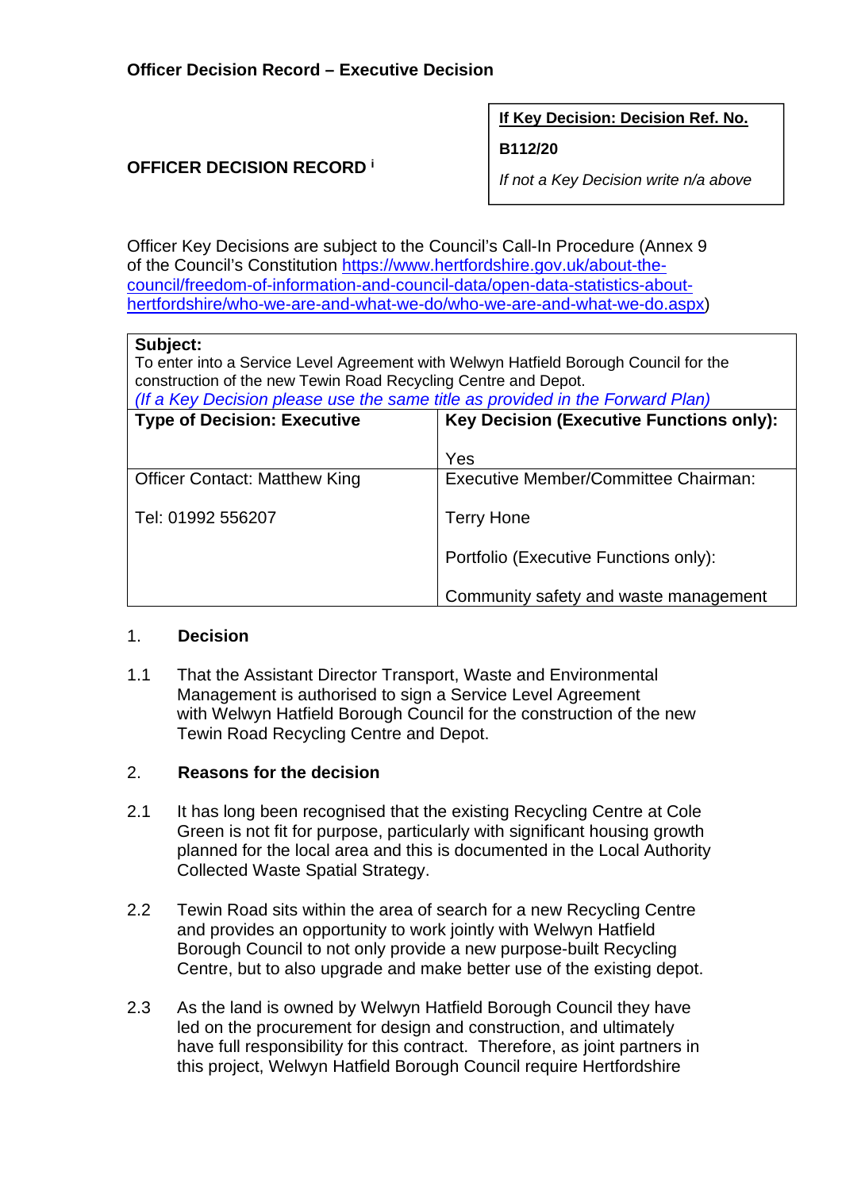**Officer Decision Record – Executive Decision**

**OFFICER DECISION RECORD** [i]

| **If Key Decision: Decision Ref. No.** |
|---|
| **B112/20** |
| *If not a Key Decision write n/a above* |

Officer Key Decisions are subject to the Council's Call-In Procedure (Annex 9 of the Council's Constitution https://www.hertfordshire.gov.uk/about-the-council/freedom-of-information-and-council-data/open-data-statistics-about-hertfordshire/who-we-are-and-what-we-do/who-we-are-and-what-we-do.aspx)

| **Subject:**<br>To enter into a Service Level Agreement with Welwyn Hatfield Borough Council for the construction of the new Tewin Road Recycling Centre and Depot.<br>*(If a Key Decision please use the same title as provided in the Forward Plan)* | |
|---|---|
| **Type of Decision: Executive** | **Key Decision (Executive Functions only):**<br><br>Yes |
| Officer Contact: Matthew King<br><br>Tel: 01992 556207 | Executive Member/Committee Chairman:<br><br>Terry Hone<br><br>Portfolio (Executive Functions only):<br><br>Community safety and waste management |

1. **Decision**

1.1 That the Assistant Director Transport, Waste and Environmental Management is authorised to sign a Service Level Agreement with Welwyn Hatfield Borough Council for the construction of the new Tewin Road Recycling Centre and Depot.

2. **Reasons for the decision**

2.1 It has long been recognised that the existing Recycling Centre at Cole Green is not fit for purpose, particularly with significant housing growth planned for the local area and this is documented in the Local Authority Collected Waste Spatial Strategy.

2.2 Tewin Road sits within the area of search for a new Recycling Centre and provides an opportunity to work jointly with Welwyn Hatfield Borough Council to not only provide a new purpose-built Recycling Centre, but to also upgrade and make better use of the existing depot.

2.3 As the land is owned by Welwyn Hatfield Borough Council they have led on the procurement for design and construction, and ultimately have full responsibility for this contract. Therefore, as joint partners in this project, Welwyn Hatfield Borough Council require Hertfordshire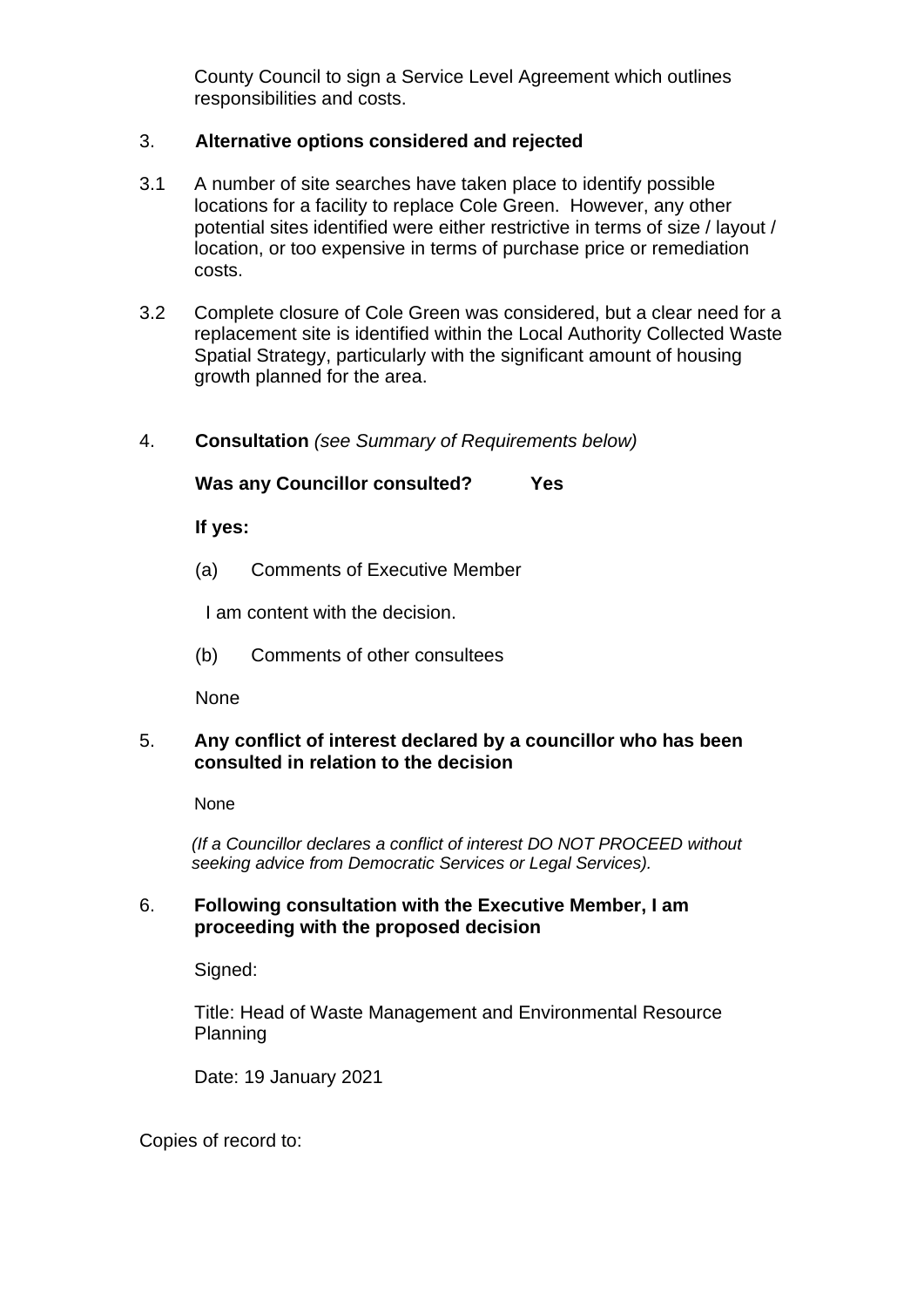County Council to sign a Service Level Agreement which outlines responsibilities and costs.

3. **Alternative options considered and rejected**

3.1 A number of site searches have taken place to identify possible locations for a facility to replace Cole Green. However, any other potential sites identified were either restrictive in terms of size / layout / location, or too expensive in terms of purchase price or remediation costs.

3.2 Complete closure of Cole Green was considered, but a clear need for a replacement site is identified within the Local Authority Collected Waste Spatial Strategy, particularly with the significant amount of housing growth planned for the area.

4. **Consultation** *(see Summary of Requirements below)*

**Was any Councillor consulted? Yes**

**If yes:**

(a) Comments of Executive Member

I am content with the decision.

(b) Comments of other consultees

None

5. **Any conflict of interest declared by a councillor who has been consulted in relation to the decision**

None

*(If a Councillor declares a conflict of interest DO NOT PROCEED without seeking advice from Democratic Services or Legal Services).*

6. **Following consultation with the Executive Member, I am proceeding with the proposed decision**

Signed:

Title: Head of Waste Management and Environmental Resource Planning

Date: 19 January 2021

Copies of record to: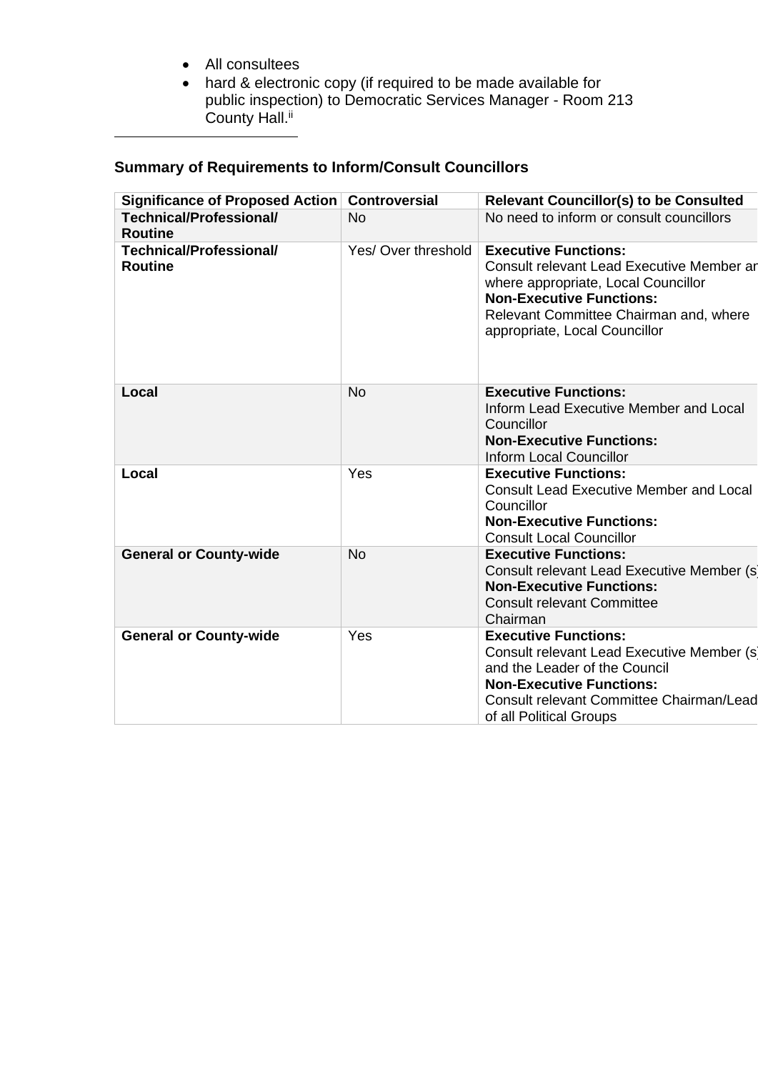- All consultees
- hard & electronic copy (if required to be made available for public inspection) to Democratic Services Manager - Room 213 County Hall.[ii]

---

## Summary of Requirements to Inform/Consult Councillors

| Significance of Proposed Action | Controversial | Relevant Councillor(s) to be Consulted |
|---|---|---|
| **Technical/Professional/ Routine** | No | No need to inform or consult councillors |
| **Technical/Professional/ Routine** | Yes/ Over threshold | **Executive Functions:** Consult relevant Lead Executive Member and, where appropriate, Local Councillor **Non-Executive Functions:** Relevant Committee Chairman and, where appropriate, Local Councillor |
| **Local** | No | **Executive Functions:** Inform Lead Executive Member and Local Councillor **Non-Executive Functions:** Inform Local Councillor |
| **Local** | Yes | **Executive Functions:** Consult Lead Executive Member and Local Councillor **Non-Executive Functions:** Consult Local Councillor |
| **General or County-wide** | No | **Executive Functions:** Consult relevant Lead Executive Member (s) **Non-Executive Functions:** Consult relevant Committee Chairman |
| **General or County-wide** | Yes | **Executive Functions:** Consult relevant Lead Executive Member (s) and the Leader of the Council **Non-Executive Functions:** Consult relevant Committee Chairman/Lead of all Political Groups |